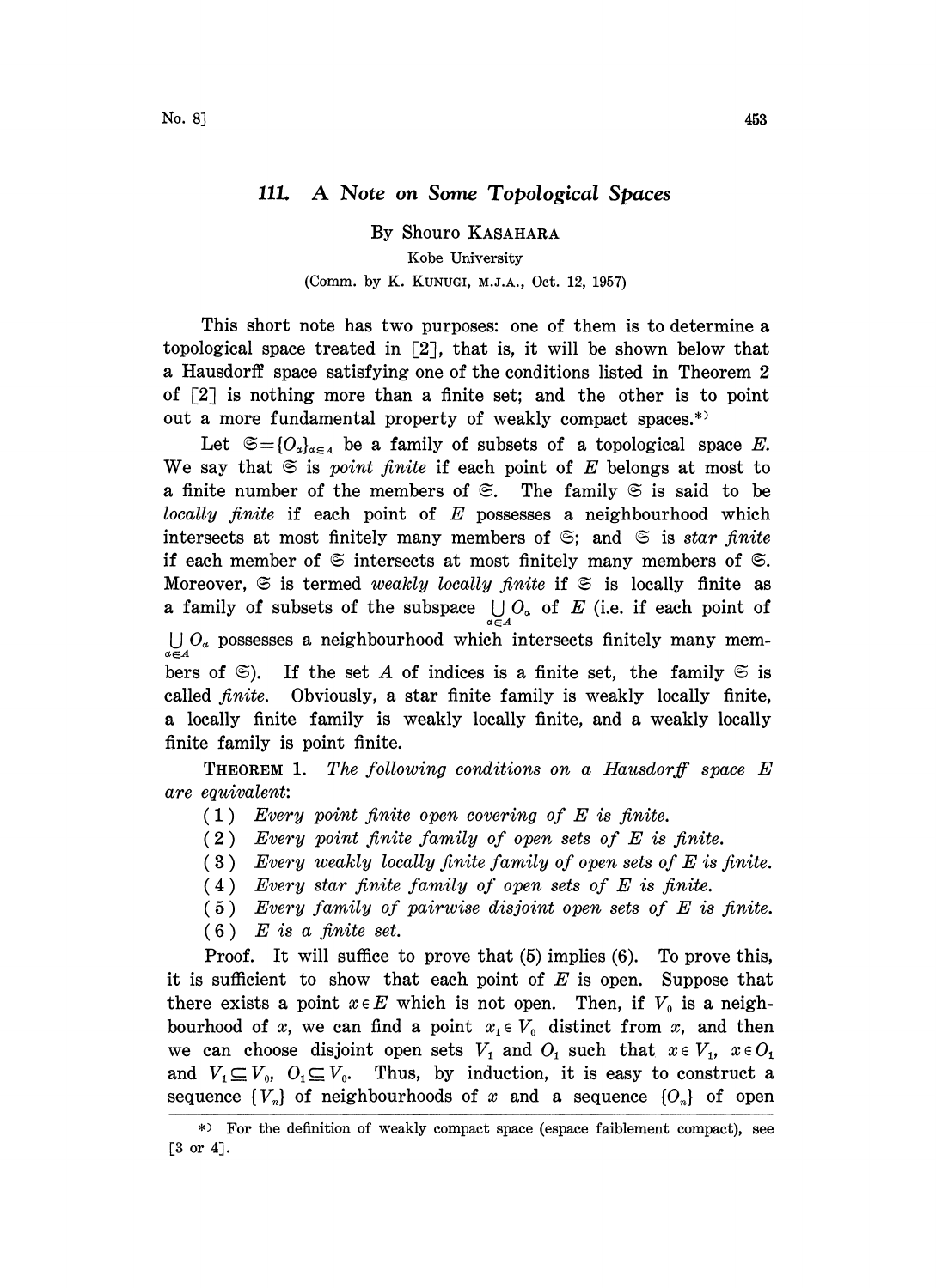# 111. A Note on Some Topological Spaces

By Shouro KASAHARA

Kobe University

(Comm. by K. KUNUGI, M.J.A., Oct. 12, 1957)

This short note has two purposes: one of them is to determine a topological space treated in [2], that is, it will be shown below that a Hausdorff space satisfying one of the conditions listed in Theorem 2 of [2] is nothing more than a finite set; and the other is to point out a more fundamental property of weakly compact spaces.*)

Let $\mathfrak{S}=\{O_\alpha\}_{\alpha\in A}$ be a family of subsets of a topological space $E$. We say that $\mathfrak{S}$ is *point finite* if each point of $E$ belongs at most to a finite number of the members of $\mathfrak{S}$. The family $\mathfrak{S}$ is said to be *locally finite* if each point of $E$ possesses a neighbourhood which intersects at most finitely many members of $\mathfrak{S}$; and $\mathfrak{S}$ is *star finite* if each member of $\mathfrak{S}$ intersects at most finitely many members of $\mathfrak{S}$. Moreover, $\mathfrak{S}$ is termed *weakly locally finite* if $\mathfrak{S}$ is locally finite as a family of subsets of the subspace $\bigcup_{\alpha\in A} O_\alpha$ of $E$ (i.e. if each point of $\bigcup_{\alpha\in A} O_\alpha$ possesses a neighbourhood which intersects finitely many members of $\mathfrak{S}$). If the set $A$ of indices is a finite set, the family $\mathfrak{S}$ is called *finite*. Obviously, a star finite family is weakly locally finite, a locally finite family is weakly locally finite, and a weakly locally finite family is point finite.

THEOREM 1. *The following conditions on a Hausdorff space $E$ are equivalent:*

(1) *Every point finite open covering of $E$ is finite.*

(2) *Every point finite family of open sets of $E$ is finite.*

(3) *Every weakly locally finite family of open sets of $E$ is finite.*

(4) *Every star finite family of open sets of $E$ is finite.*

(5) *Every family of pairwise disjoint open sets of $E$ is finite.*

(6) *$E$ is a finite set.*

Proof. It will suffice to prove that (5) implies (6). To prove this, it is sufficient to show that each point of $E$ is open. Suppose that there exists a point $x\in E$ which is not open. Then, if $V_0$ is a neighbourhood of $x$, we can find a point $x_1\in V_0$ distinct from $x$, and then we can choose disjoint open sets $V_1$ and $O_1$ such that $x\in V_1$, $x\in O_1$ and $V_1\subseteq V_0$, $O_1\subseteq V_0$. Thus, by induction, it is easy to construct a sequence $\{V_n\}$ of neighbourhoods of $x$ and a sequence $\{O_n\}$ of open

*) For the definition of weakly compact space (espace faiblement compact), see [3 or 4].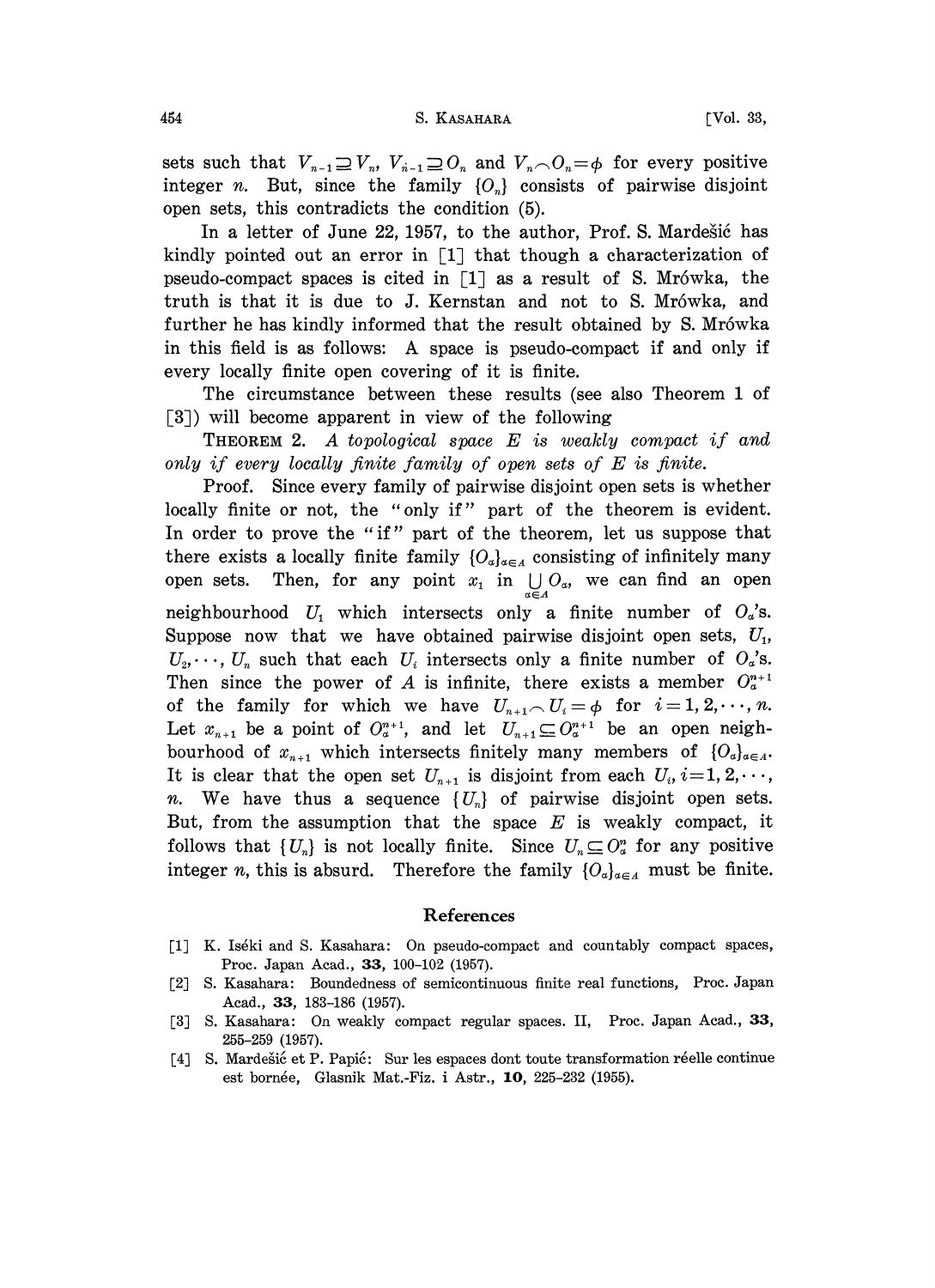sets such that $V_{n-1} \supseteq V_n$, $V_{n-1} \supseteq O_n$ and $V_n \frown O_n = \phi$ for every positive integer $n$. But, since the family $\{O_n\}$ consists of pairwise disjoint open sets, this contradicts the condition (5).

In a letter of June 22, 1957, to the author, Prof. S. Mardešić has kindly pointed out an error in [1] that though a characterization of pseudo-compact spaces is cited in [1] as a result of S. Mrówka, the truth is that it is due to J. Kernstan and not to S. Mrówka, and further he has kindly informed that the result obtained by S. Mrówka in this field is as follows: A space is pseudo-compact if and only if every locally finite open covering of it is finite.

The circumstance between these results (see also Theorem 1 of [3]) will become apparent in view of the following

THEOREM 2. *A topological space $E$ is weakly compact if and only if every locally finite family of open sets of $E$ is finite.*

Proof. Since every family of pairwise disjoint open sets is whether locally finite or not, the "only if" part of the theorem is evident. In order to prove the "if" part of the theorem, let us suppose that there exists a locally finite family $\{O_\alpha\}_{\alpha \in A}$ consisting of infinitely many open sets. Then, for any point $x_1$ in $\bigcup_{\alpha \in A} O_\alpha$, we can find an open neighbourhood $U_1$ which intersects only a finite number of $O_\alpha$'s. Suppose now that we have obtained pairwise disjoint open sets, $U_1$, $U_2, \cdots, U_n$ such that each $U_i$ intersects only a finite number of $O_\alpha$'s. Then since the power of $A$ is infinite, there exists a member $O_\alpha^{n+1}$ of the family for which we have $U_{n+1} \frown U_i = \phi$ for $i = 1, 2, \cdots, n$. Let $x_{n+1}$ be a point of $O_\alpha^{n+1}$, and let $U_{n+1} \subseteq O_\alpha^{n+1}$ be an open neighbourhood of $x_{n+1}$ which intersects finitely many members of $\{O_\alpha\}_{\alpha \in A}$. It is clear that the open set $U_{n+1}$ is disjoint from each $U_i$, $i = 1, 2, \cdots, n$. We have thus a sequence $\{U_n\}$ of pairwise disjoint open sets. But, from the assumption that the space $E$ is weakly compact, it follows that $\{U_n\}$ is not locally finite. Since $U_n \subseteq O_\alpha^n$ for any positive integer $n$, this is absurd. Therefore the family $\{O_\alpha\}_{\alpha \in A}$ must be finite.

## References

[1] K. Iséki and S. Kasahara: On pseudo-compact and countably compact spaces, Proc. Japan Acad., **33**, 100–102 (1957).

[2] S. Kasahara: Boundedness of semicontinuous finite real functions, Proc. Japan Acad., **33**, 183–186 (1957).

[3] S. Kasahara: On weakly compact regular spaces. II, Proc. Japan Acad., **33**, 255–259 (1957).

[4] S. Mardešić et P. Papić: Sur les espaces dont toute transformation réelle continue est bornée, Glasnik Mat.-Fiz. i Astr., **10**, 225–232 (1955).